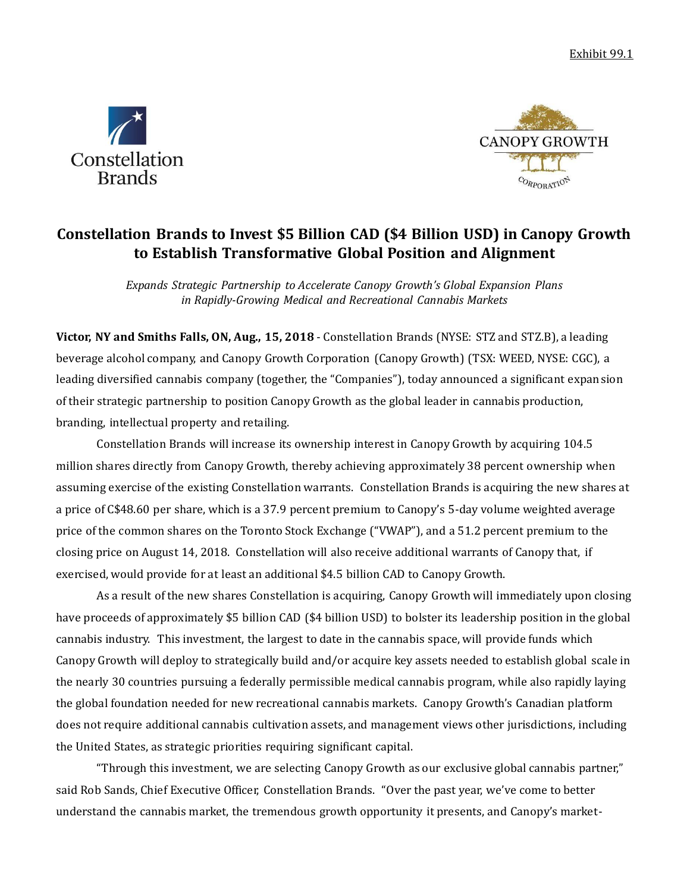Exhibit 99.1

Constellation Brands

CANOPY GROWTH CORPORATION

# Constellation Brands to Invest $5 Billion CAD ($4 Billion USD) in Canopy Growth to Establish Transformative Global Position and Alignment

*Expands Strategic Partnership to Accelerate Canopy Growth's Global Expansion Plans in Rapidly-Growing Medical and Recreational Cannabis Markets*

**Victor, NY and Smiths Falls, ON, Aug., 15, 2018** - Constellation Brands (NYSE: STZ and STZ.B), a leading beverage alcohol company, and Canopy Growth Corporation (Canopy Growth) (TSX: WEED, NYSE: CGC), a leading diversified cannabis company (together, the "Companies"), today announced a significant expansion of their strategic partnership to position Canopy Growth as the global leader in cannabis production, branding, intellectual property and retailing.

Constellation Brands will increase its ownership interest in Canopy Growth by acquiring 104.5 million shares directly from Canopy Growth, thereby achieving approximately 38 percent ownership when assuming exercise of the existing Constellation warrants. Constellation Brands is acquiring the new shares at a price of C$48.60 per share, which is a 37.9 percent premium to Canopy's 5-day volume weighted average price of the common shares on the Toronto Stock Exchange ("VWAP"), and a 51.2 percent premium to the closing price on August 14, 2018. Constellation will also receive additional warrants of Canopy that, if exercised, would provide for at least an additional $4.5 billion CAD to Canopy Growth.

As a result of the new shares Constellation is acquiring, Canopy Growth will immediately upon closing have proceeds of approximately $5 billion CAD ($4 billion USD) to bolster its leadership position in the global cannabis industry. This investment, the largest to date in the cannabis space, will provide funds which Canopy Growth will deploy to strategically build and/or acquire key assets needed to establish global scale in the nearly 30 countries pursuing a federally permissible medical cannabis program, while also rapidly laying the global foundation needed for new recreational cannabis markets. Canopy Growth's Canadian platform does not require additional cannabis cultivation assets, and management views other jurisdictions, including the United States, as strategic priorities requiring significant capital.

"Through this investment, we are selecting Canopy Growth as our exclusive global cannabis partner," said Rob Sands, Chief Executive Officer, Constellation Brands. "Over the past year, we've come to better understand the cannabis market, the tremendous growth opportunity it presents, and Canopy's market-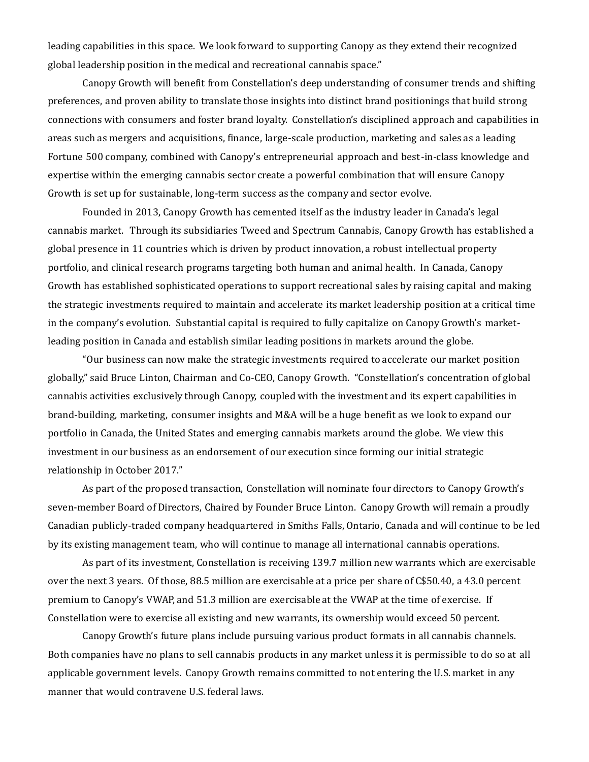leading capabilities in this space. We look forward to supporting Canopy as they extend their recognized global leadership position in the medical and recreational cannabis space."

Canopy Growth will benefit from Constellation's deep understanding of consumer trends and shifting preferences, and proven ability to translate those insights into distinct brand positionings that build strong connections with consumers and foster brand loyalty. Constellation's disciplined approach and capabilities in areas such as mergers and acquisitions, finance, large-scale production, marketing and sales as a leading Fortune 500 company, combined with Canopy's entrepreneurial approach and best-in-class knowledge and expertise within the emerging cannabis sector create a powerful combination that will ensure Canopy Growth is set up for sustainable, long-term success as the company and sector evolve.

Founded in 2013, Canopy Growth has cemented itself as the industry leader in Canada's legal cannabis market. Through its subsidiaries Tweed and Spectrum Cannabis, Canopy Growth has established a global presence in 11 countries which is driven by product innovation, a robust intellectual property portfolio, and clinical research programs targeting both human and animal health. In Canada, Canopy Growth has established sophisticated operations to support recreational sales by raising capital and making the strategic investments required to maintain and accelerate its market leadership position at a critical time in the company's evolution. Substantial capital is required to fully capitalize on Canopy Growth's market-leading position in Canada and establish similar leading positions in markets around the globe.

"Our business can now make the strategic investments required to accelerate our market position globally," said Bruce Linton, Chairman and Co-CEO, Canopy Growth. "Constellation's concentration of global cannabis activities exclusively through Canopy, coupled with the investment and its expert capabilities in brand-building, marketing, consumer insights and M&A will be a huge benefit as we look to expand our portfolio in Canada, the United States and emerging cannabis markets around the globe. We view this investment in our business as an endorsement of our execution since forming our initial strategic relationship in October 2017."

As part of the proposed transaction, Constellation will nominate four directors to Canopy Growth's seven-member Board of Directors, Chaired by Founder Bruce Linton. Canopy Growth will remain a proudly Canadian publicly-traded company headquartered in Smiths Falls, Ontario, Canada and will continue to be led by its existing management team, who will continue to manage all international cannabis operations.

As part of its investment, Constellation is receiving 139.7 million new warrants which are exercisable over the next 3 years. Of those, 88.5 million are exercisable at a price per share of C$50.40, a 43.0 percent premium to Canopy's VWAP, and 51.3 million are exercisable at the VWAP at the time of exercise. If Constellation were to exercise all existing and new warrants, its ownership would exceed 50 percent.

Canopy Growth's future plans include pursuing various product formats in all cannabis channels. Both companies have no plans to sell cannabis products in any market unless it is permissible to do so at all applicable government levels. Canopy Growth remains committed to not entering the U.S. market in any manner that would contravene U.S. federal laws.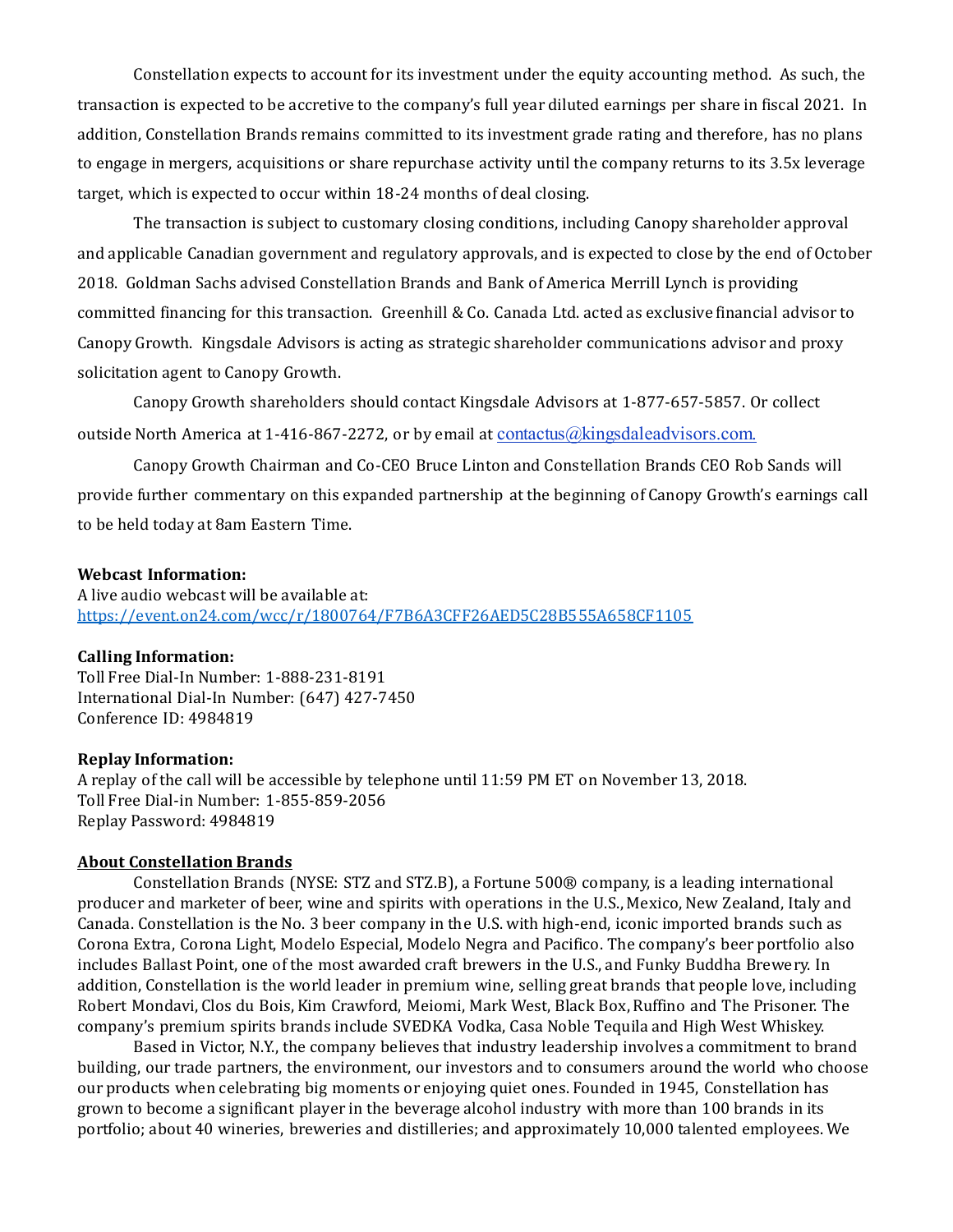Constellation expects to account for its investment under the equity accounting method. As such, the transaction is expected to be accretive to the company's full year diluted earnings per share in fiscal 2021. In addition, Constellation Brands remains committed to its investment grade rating and therefore, has no plans to engage in mergers, acquisitions or share repurchase activity until the company returns to its 3.5x leverage target, which is expected to occur within 18-24 months of deal closing.

The transaction is subject to customary closing conditions, including Canopy shareholder approval and applicable Canadian government and regulatory approvals, and is expected to close by the end of October 2018. Goldman Sachs advised Constellation Brands and Bank of America Merrill Lynch is providing committed financing for this transaction. Greenhill & Co. Canada Ltd. acted as exclusive financial advisor to Canopy Growth. Kingsdale Advisors is acting as strategic shareholder communications advisor and proxy solicitation agent to Canopy Growth.

Canopy Growth shareholders should contact Kingsdale Advisors at 1-877-657-5857. Or collect outside North America at 1-416-867-2272, or by email at contactus@kingsdaleadvisors.com.

Canopy Growth Chairman and Co-CEO Bruce Linton and Constellation Brands CEO Rob Sands will provide further commentary on this expanded partnership at the beginning of Canopy Growth's earnings call to be held today at 8am Eastern Time.

**Webcast Information:**
A live audio webcast will be available at:
https://event.on24.com/wcc/r/1800764/F7B6A3CFF26AED5C28B555A658CF1105

**Calling Information:**
Toll Free Dial-In Number: 1-888-231-8191
International Dial-In Number: (647) 427-7450
Conference ID: 4984819

**Replay Information:**
A replay of the call will be accessible by telephone until 11:59 PM ET on November 13, 2018.
Toll Free Dial-in Number: 1-855-859-2056
Replay Password: 4984819

**About Constellation Brands**

Constellation Brands (NYSE: STZ and STZ.B), a Fortune 500® company, is a leading international producer and marketer of beer, wine and spirits with operations in the U.S., Mexico, New Zealand, Italy and Canada. Constellation is the No. 3 beer company in the U.S. with high-end, iconic imported brands such as Corona Extra, Corona Light, Modelo Especial, Modelo Negra and Pacifico. The company's beer portfolio also includes Ballast Point, one of the most awarded craft brewers in the U.S., and Funky Buddha Brewery. In addition, Constellation is the world leader in premium wine, selling great brands that people love, including Robert Mondavi, Clos du Bois, Kim Crawford, Meiomi, Mark West, Black Box, Ruffino and The Prisoner. The company's premium spirits brands include SVEDKA Vodka, Casa Noble Tequila and High West Whiskey.

Based in Victor, N.Y., the company believes that industry leadership involves a commitment to brand building, our trade partners, the environment, our investors and to consumers around the world who choose our products when celebrating big moments or enjoying quiet ones. Founded in 1945, Constellation has grown to become a significant player in the beverage alcohol industry with more than 100 brands in its portfolio; about 40 wineries, breweries and distilleries; and approximately 10,000 talented employees. We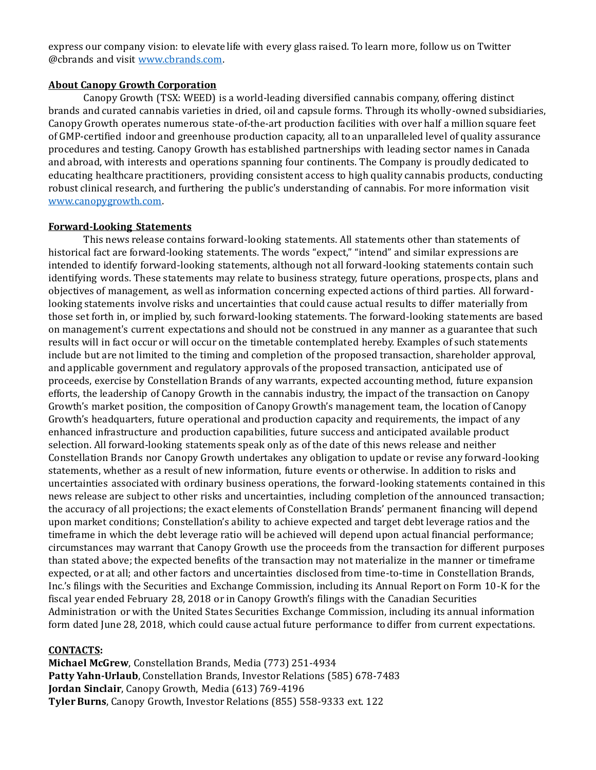express our company vision: to elevate life with every glass raised. To learn more, follow us on Twitter @cbrands and visit [www.cbrands.com](http://www.cbrands.com).

**About Canopy Growth Corporation**

Canopy Growth (TSX: WEED) is a world-leading diversified cannabis company, offering distinct brands and curated cannabis varieties in dried, oil and capsule forms. Through its wholly-owned subsidiaries, Canopy Growth operates numerous state-of-the-art production facilities with over half a million square feet of GMP-certified indoor and greenhouse production capacity, all to an unparalleled level of quality assurance procedures and testing. Canopy Growth has established partnerships with leading sector names in Canada and abroad, with interests and operations spanning four continents. The Company is proudly dedicated to educating healthcare practitioners, providing consistent access to high quality cannabis products, conducting robust clinical research, and furthering the public's understanding of cannabis. For more information visit [www.canopygrowth.com](http://www.canopygrowth.com).

**Forward-Looking Statements**

This news release contains forward-looking statements. All statements other than statements of historical fact are forward-looking statements. The words "expect," "intend" and similar expressions are intended to identify forward-looking statements, although not all forward-looking statements contain such identifying words. These statements may relate to business strategy, future operations, prospects, plans and objectives of management, as well as information concerning expected actions of third parties. All forward-looking statements involve risks and uncertainties that could cause actual results to differ materially from those set forth in, or implied by, such forward-looking statements. The forward-looking statements are based on management's current expectations and should not be construed in any manner as a guarantee that such results will in fact occur or will occur on the timetable contemplated hereby. Examples of such statements include but are not limited to the timing and completion of the proposed transaction, shareholder approval, and applicable government and regulatory approvals of the proposed transaction, anticipated use of proceeds, exercise by Constellation Brands of any warrants, expected accounting method, future expansion efforts, the leadership of Canopy Growth in the cannabis industry, the impact of the transaction on Canopy Growth's market position, the composition of Canopy Growth's management team, the location of Canopy Growth's headquarters, future operational and production capacity and requirements, the impact of any enhanced infrastructure and production capabilities, future success and anticipated available product selection. All forward-looking statements speak only as of the date of this news release and neither Constellation Brands nor Canopy Growth undertakes any obligation to update or revise any forward-looking statements, whether as a result of new information, future events or otherwise. In addition to risks and uncertainties associated with ordinary business operations, the forward-looking statements contained in this news release are subject to other risks and uncertainties, including completion of the announced transaction; the accuracy of all projections; the exact elements of Constellation Brands' permanent financing will depend upon market conditions; Constellation's ability to achieve expected and target debt leverage ratios and the timeframe in which the debt leverage ratio will be achieved will depend upon actual financial performance; circumstances may warrant that Canopy Growth use the proceeds from the transaction for different purposes than stated above; the expected benefits of the transaction may not materialize in the manner or timeframe expected, or at all; and other factors and uncertainties disclosed from time-to-time in Constellation Brands, Inc.'s filings with the Securities and Exchange Commission, including its Annual Report on Form 10-K for the fiscal year ended February 28, 2018 or in Canopy Growth's filings with the Canadian Securities Administration or with the United States Securities Exchange Commission, including its annual information form dated June 28, 2018, which could cause actual future performance to differ from current expectations.

**CONTACTS:**

**Michael McGrew**, Constellation Brands, Media (773) 251-4934
**Patty Yahn-Urlaub**, Constellation Brands, Investor Relations (585) 678-7483
**Jordan Sinclair**, Canopy Growth, Media (613) 769-4196
**Tyler Burns**, Canopy Growth, Investor Relations (855) 558-9333 ext. 122